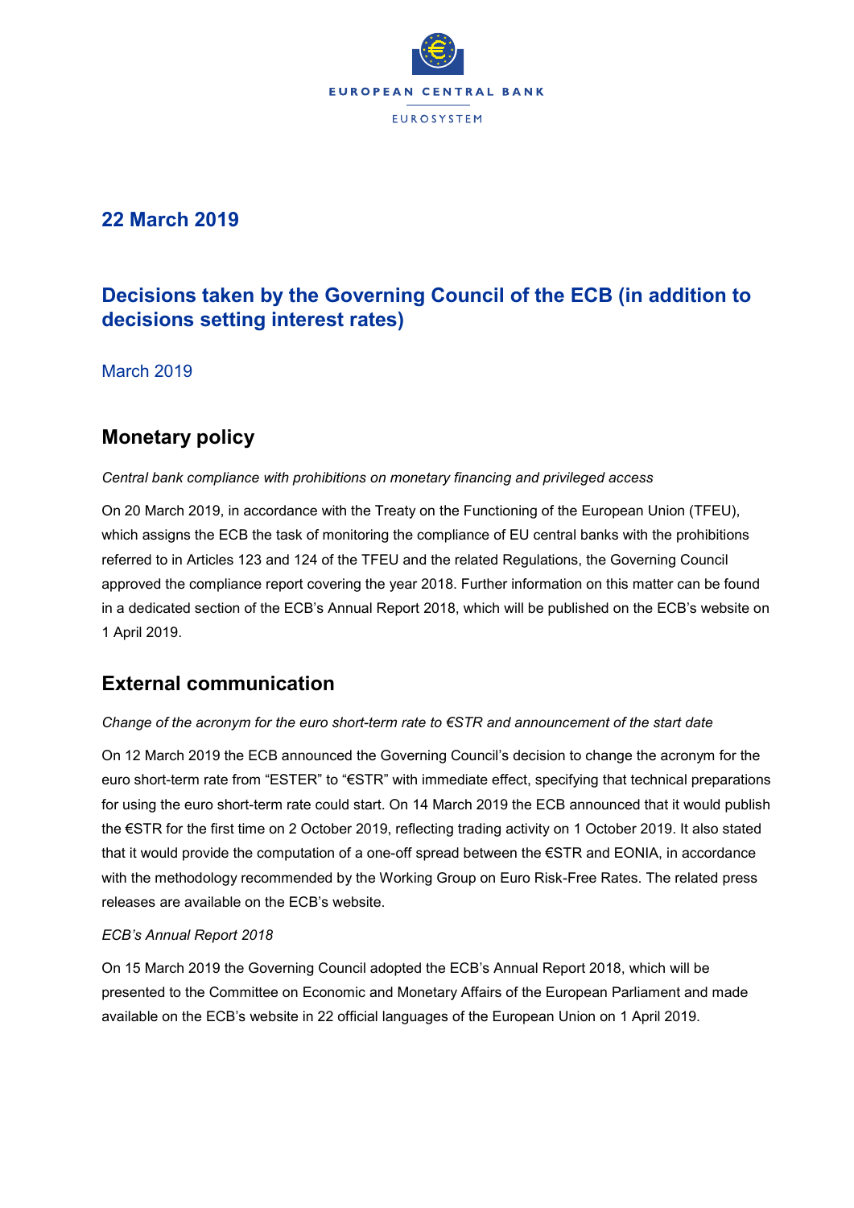**22 March 2019**

# Decisions taken by the Governing Council of the ECB (in addition to decisions setting interest rates)

March 2019

## Monetary policy

*Central bank compliance with prohibitions on monetary financing and privileged access*

On 20 March 2019, in accordance with the Treaty on the Functioning of the European Union (TFEU), which assigns the ECB the task of monitoring the compliance of EU central banks with the prohibitions referred to in Articles 123 and 124 of the TFEU and the related Regulations, the Governing Council approved the compliance report covering the year 2018. Further information on this matter can be found in a dedicated section of the ECB's Annual Report 2018, which will be published on the ECB's website on 1 April 2019.

## External communication

*Change of the acronym for the euro short-term rate to €STR and announcement of the start date*

On 12 March 2019 the ECB announced the Governing Council's decision to change the acronym for the euro short-term rate from "ESTER" to "€STR" with immediate effect, specifying that technical preparations for using the euro short-term rate could start. On 14 March 2019 the ECB announced that it would publish the €STR for the first time on 2 October 2019, reflecting trading activity on 1 October 2019. It also stated that it would provide the computation of a one-off spread between the €STR and EONIA, in accordance with the methodology recommended by the Working Group on Euro Risk-Free Rates. The related press releases are available on the ECB's website.

*ECB's Annual Report 2018*

On 15 March 2019 the Governing Council adopted the ECB's Annual Report 2018, which will be presented to the Committee on Economic and Monetary Affairs of the European Parliament and made available on the ECB's website in 22 official languages of the European Union on 1 April 2019.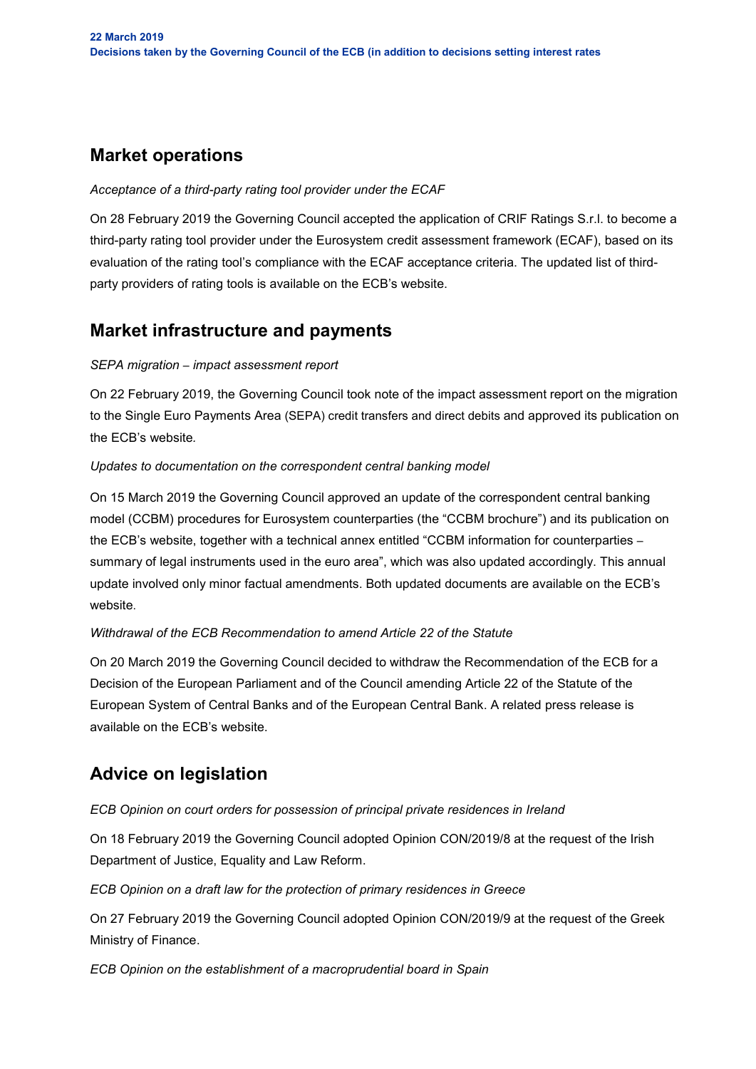## Market operations

*Acceptance of a third-party rating tool provider under the ECAF*

On 28 February 2019 the Governing Council accepted the application of CRIF Ratings S.r.l. to become a third-party rating tool provider under the Eurosystem credit assessment framework (ECAF), based on its evaluation of the rating tool's compliance with the ECAF acceptance criteria. The updated list of third-party providers of rating tools is available on the ECB's website.

## Market infrastructure and payments

*SEPA migration – impact assessment report*

On 22 February 2019, the Governing Council took note of the impact assessment report on the migration to the Single Euro Payments Area (SEPA) credit transfers and direct debits and approved its publication on the ECB's website.

*Updates to documentation on the correspondent central banking model*

On 15 March 2019 the Governing Council approved an update of the correspondent central banking model (CCBM) procedures for Eurosystem counterparties (the "CCBM brochure") and its publication on the ECB's website, together with a technical annex entitled "CCBM information for counterparties – summary of legal instruments used in the euro area", which was also updated accordingly. This annual update involved only minor factual amendments. Both updated documents are available on the ECB's website.

*Withdrawal of the ECB Recommendation to amend Article 22 of the Statute*

On 20 March 2019 the Governing Council decided to withdraw the Recommendation of the ECB for a Decision of the European Parliament and of the Council amending Article 22 of the Statute of the European System of Central Banks and of the European Central Bank. A related press release is available on the ECB's website.

## Advice on legislation

*ECB Opinion on court orders for possession of principal private residences in Ireland*

On 18 February 2019 the Governing Council adopted Opinion CON/2019/8 at the request of the Irish Department of Justice, Equality and Law Reform.

*ECB Opinion on a draft law for the protection of primary residences in Greece*

On 27 February 2019 the Governing Council adopted Opinion CON/2019/9 at the request of the Greek Ministry of Finance.

*ECB Opinion on the establishment of a macroprudential board in Spain*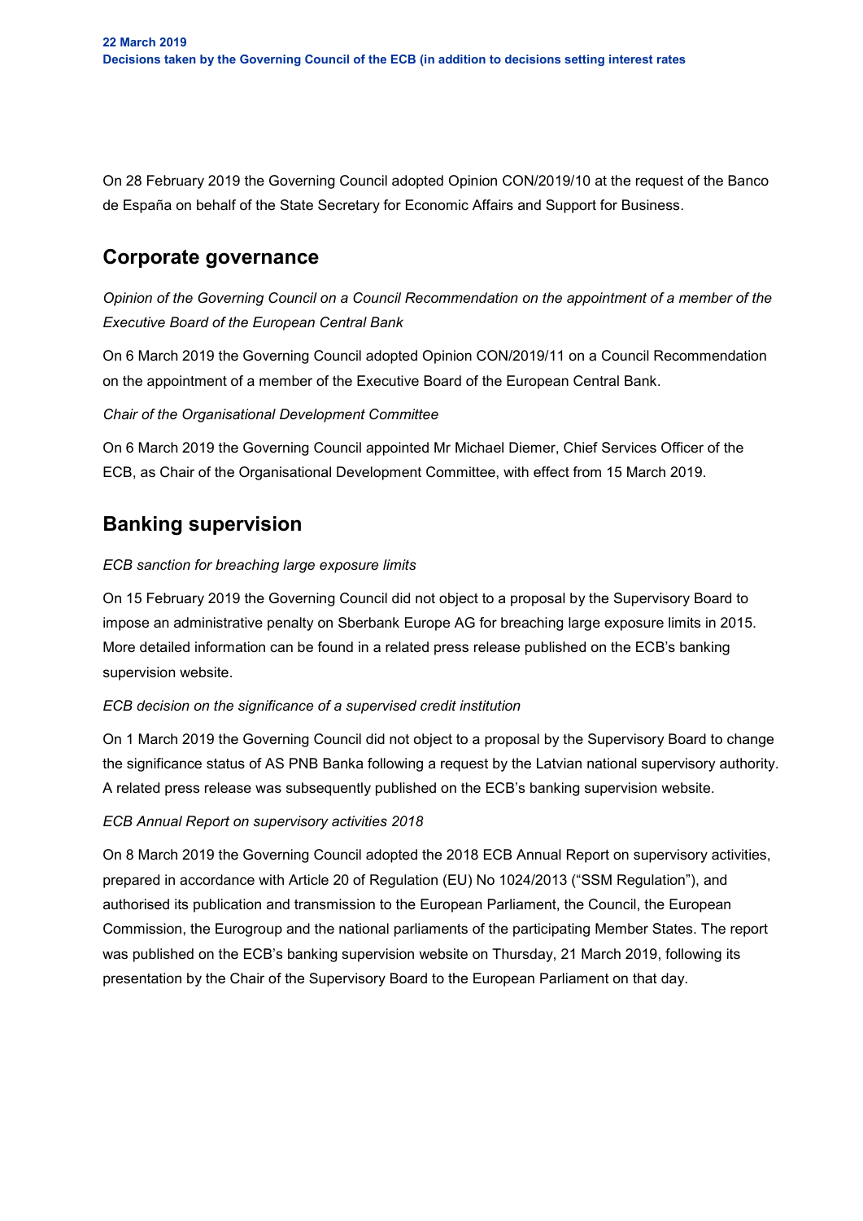On 28 February 2019 the Governing Council adopted Opinion CON/2019/10 at the request of the Banco de España on behalf of the State Secretary for Economic Affairs and Support for Business.

## Corporate governance

*Opinion of the Governing Council on a Council Recommendation on the appointment of a member of the Executive Board of the European Central Bank*

On 6 March 2019 the Governing Council adopted Opinion CON/2019/11 on a Council Recommendation on the appointment of a member of the Executive Board of the European Central Bank.

*Chair of the Organisational Development Committee*

On 6 March 2019 the Governing Council appointed Mr Michael Diemer, Chief Services Officer of the ECB, as Chair of the Organisational Development Committee, with effect from 15 March 2019.

## Banking supervision

*ECB sanction for breaching large exposure limits*

On 15 February 2019 the Governing Council did not object to a proposal by the Supervisory Board to impose an administrative penalty on Sberbank Europe AG for breaching large exposure limits in 2015. More detailed information can be found in a related press release published on the ECB's banking supervision website.

*ECB decision on the significance of a supervised credit institution*

On 1 March 2019 the Governing Council did not object to a proposal by the Supervisory Board to change the significance status of AS PNB Banka following a request by the Latvian national supervisory authority. A related press release was subsequently published on the ECB's banking supervision website.

*ECB Annual Report on supervisory activities 2018*

On 8 March 2019 the Governing Council adopted the 2018 ECB Annual Report on supervisory activities, prepared in accordance with Article 20 of Regulation (EU) No 1024/2013 ("SSM Regulation"), and authorised its publication and transmission to the European Parliament, the Council, the European Commission, the Eurogroup and the national parliaments of the participating Member States. The report was published on the ECB's banking supervision website on Thursday, 21 March 2019, following its presentation by the Chair of the Supervisory Board to the European Parliament on that day.